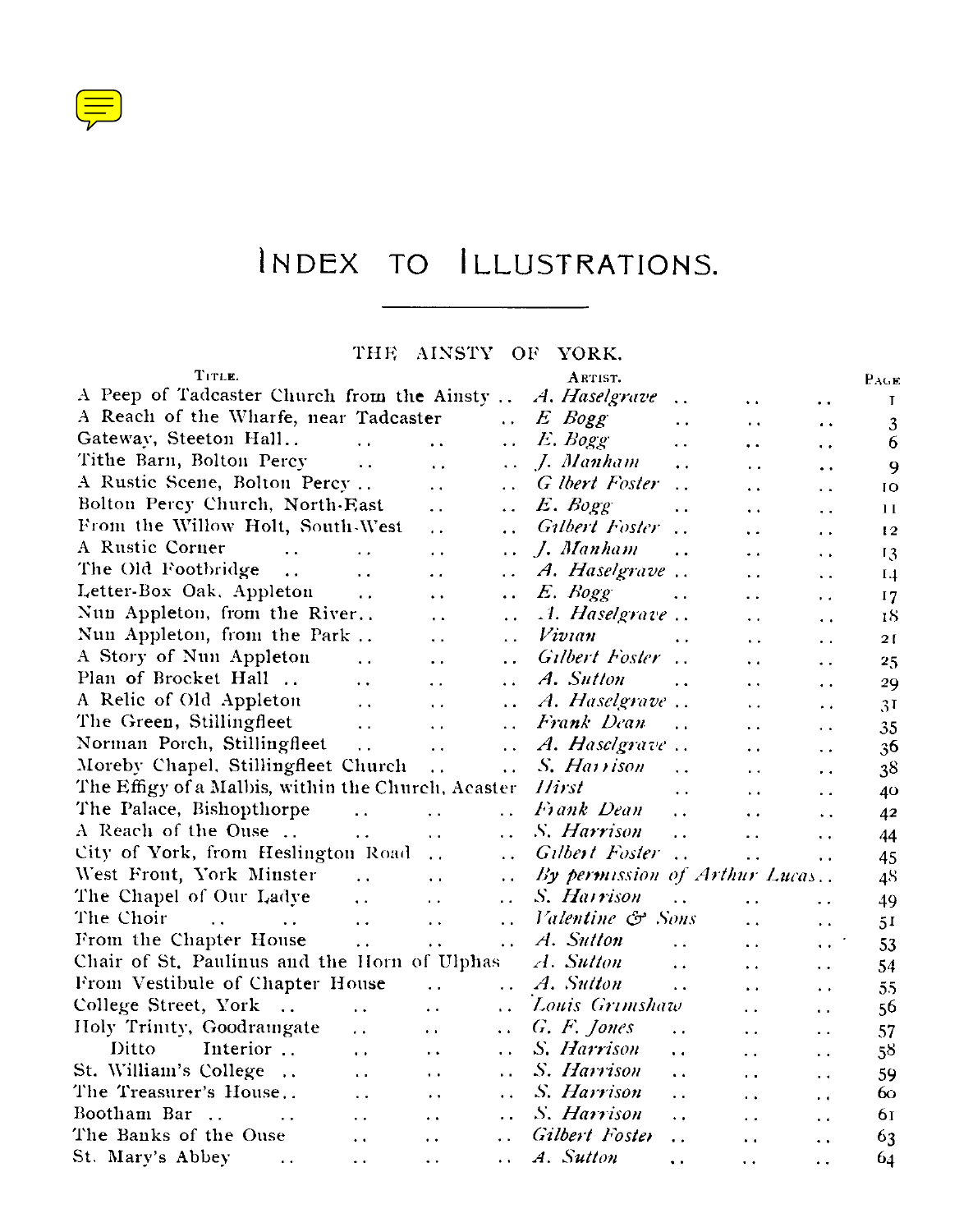# Index to Illustrations.

## THE AINSTY OF YORK.

| Title. | Artist. | Page |
|---|---|---|
| A Peep of Tadcaster Church from the Ainsty | *A. Haselgrave* | 1 |
| A Reach of the Wharfe, near Tadcaster | *E Bogg* | 3 |
| Gateway, Steeton Hall | *E. Bogg* | 6 |
| Tithe Barn, Bolton Percy | *J. Manham* | 9 |
| A Rustic Scene, Bolton Percy | *G lbert Foster* | 10 |
| Bolton Percy Church, North-East | *E. Bogg* | 11 |
| From the Willow Holt, South-West | *Gilbert Foster* | 12 |
| A Rustic Corner | *J. Manham* | 13 |
| The Old Footbridge | *A. Haselgrave* | 14 |
| Letter-Box Oak, Appleton | *E. Bogg* | 17 |
| Nun Appleton, from the River | *A. Haselgrave* | 18 |
| Nun Appleton, from the Park | *Vivian* | 21 |
| A Story of Nun Appleton | *Gilbert Foster* | 25 |
| Plan of Brocket Hall | *A. Sutton* | 29 |
| A Relic of Old Appleton | *A. Haselgrave* | 31 |
| The Green, Stillingfleet | *Frank Dean* | 35 |
| Norman Porch, Stillingfleet | *A. Haselgrave* | 36 |
| Moreby Chapel, Stillingfleet Church | *S. Harrison* | 38 |
| The Effigy of a Malbis, within the Church, Acaster | *Hirst* | 40 |
| The Palace, Bishopthorpe | *Frank Dean* | 42 |
| A Reach of the Ouse | *S. Harrison* | 44 |
| City of York, from Heslington Road | *Gilbert Foster* | 45 |
| West Front, York Minster | *By permission of Arthur Lucas* | 48 |
| The Chapel of Our Ladye | *S. Harrison* | 49 |
| The Choir | *Valentine & Sons* | 51 |
| From the Chapter House | *A. Sutton* | 53 |
| Chair of St. Paulinus and the Horn of Ulphas | *A. Sutton* | 54 |
| From Vestibule of Chapter House | *A. Sutton* | 55 |
| College Street, York | *Louis Grimshaw* | 56 |
| Holy Trinity, Goodramgate | *G. F. Jones* | 57 |
| Ditto Interior | *S. Harrison* | 58 |
| St. William's College | *S. Harrison* | 59 |
| The Treasurer's House | *S. Harrison* | 60 |
| Bootham Bar | *S. Harrison* | 61 |
| The Banks of the Ouse | *Gilbert Foster* | 63 |
| St. Mary's Abbey | *A. Sutton* | 64 |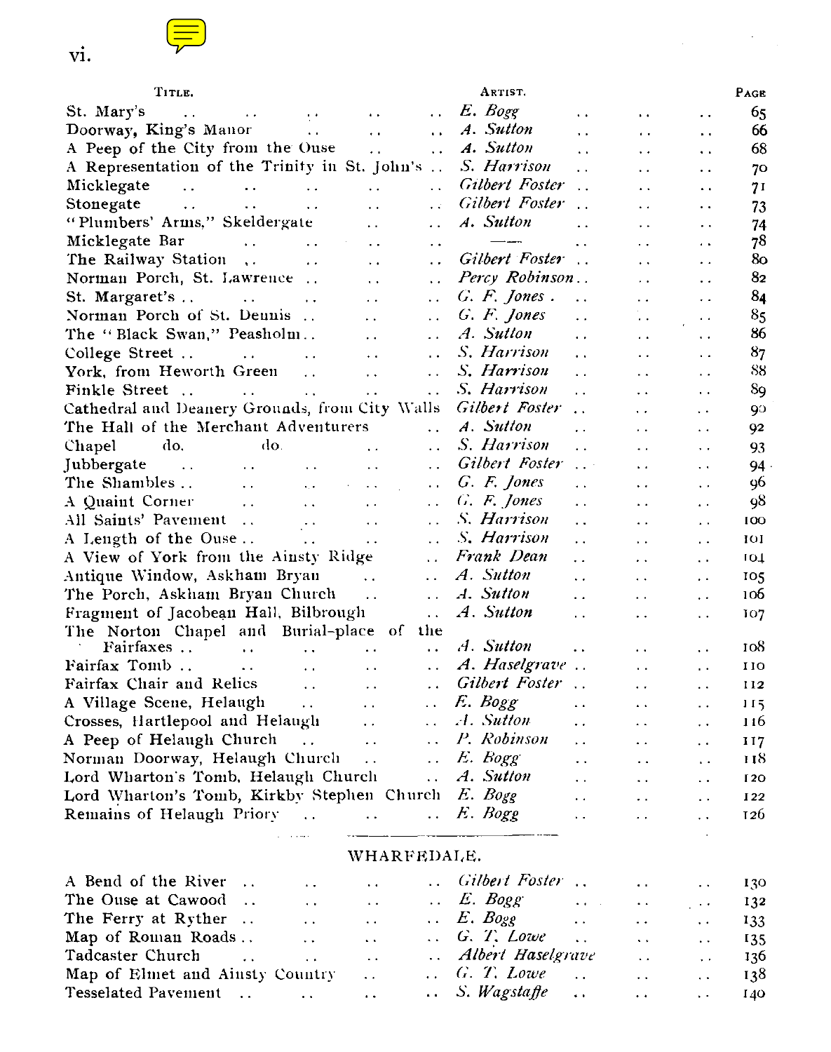| Title. | Artist. | Page |
|---|---|---|
| St. Mary's | *E. Bogg* | 65 |
| Doorway, King's Manor | *A. Sutton* | 66 |
| A Peep of the City from the Ouse | *A. Sutton* | 68 |
| A Representation of the Trinity in St. John's | *S. Harrison* | 70 |
| Micklegate | *Gilbert Foster* | 71 |
| Stonegate | *Gilbert Foster* | 73 |
| "Plumbers' Arms," Skeldergate | *A. Sutton* | 74 |
| Micklegate Bar | —— | 78 |
| The Railway Station | *Gilbert Foster* | 80 |
| Norman Porch, St. Lawrence | *Percy Robinson* | 82 |
| St. Margaret's | *G. F. Jones* | 84 |
| Norman Porch of St. Dennis | *G. F. Jones* | 85 |
| The "Black Swan," Peasholm | *A. Sutton* | 86 |
| College Street | *S. Harrison* | 87 |
| York, from Heworth Green | *S. Harrison* | 88 |
| Finkle Street | *S. Harrison* | 89 |
| Cathedral and Deanery Grounds, from City Walls | *Gilbert Foster* | 90 |
| The Hall of the Merchant Adventurers | *A. Sutton* | 92 |
| Chapel do. do. | *S. Harrison* | 93 |
| Jubbergate | *Gilbert Foster* | 94 |
| The Shambles | *G. F. Jones* | 96 |
| A Quaint Corner | *G. F. Jones* | 98 |
| All Saints' Pavement | *S. Harrison* | 100 |
| A Length of the Ouse | *S. Harrison* | 101 |
| A View of York from the Ainsty Ridge | *Frank Dean* | 104 |
| Antique Window, Askham Bryan | *A. Sutton* | 105 |
| The Porch, Askham Bryan Church | *A. Sutton* | 106 |
| Fragment of Jacobean Hall, Bilbrough | *A. Sutton* | 107 |
| The Norton Chapel and Burial-place of the Fairfaxes | *A. Sutton* | 108 |
| Fairfax Tomb | *A. Haselgrave* | 110 |
| Fairfax Chair and Relics | *Gilbert Foster* | 112 |
| A Village Scene, Helaugh | *E. Bogg* | 115 |
| Crosses, Hartlepool and Helaugh | *A. Sutton* | 116 |
| A Peep of Helaugh Church | *P. Robinson* | 117 |
| Norman Doorway, Helaugh Church | *E. Bogg* | 118 |
| Lord Wharton's Tomb, Helaugh Church | *A. Sutton* | 120 |
| Lord Wharton's Tomb, Kirkby Stephen Church | *E. Bogg* | 122 |
| Remains of Helaugh Priory | *E. Bogg* | 126 |

## WHARFEDALE.

| Title. | Artist. | Page |
|---|---|---|
| A Bend of the River | *Gilbert Foster* | 130 |
| The Ouse at Cawood | *E. Bogg* | 132 |
| The Ferry at Ryther | *E. Bogg* | 133 |
| Map of Roman Roads | *G. T. Lowe* | 135 |
| Tadcaster Church | *Albert Haselgrave* | 136 |
| Map of Elmet and Ainsty Country | *G. T. Lowe* | 138 |
| Tesselated Pavement | *S. Wagstaffe* | 140 |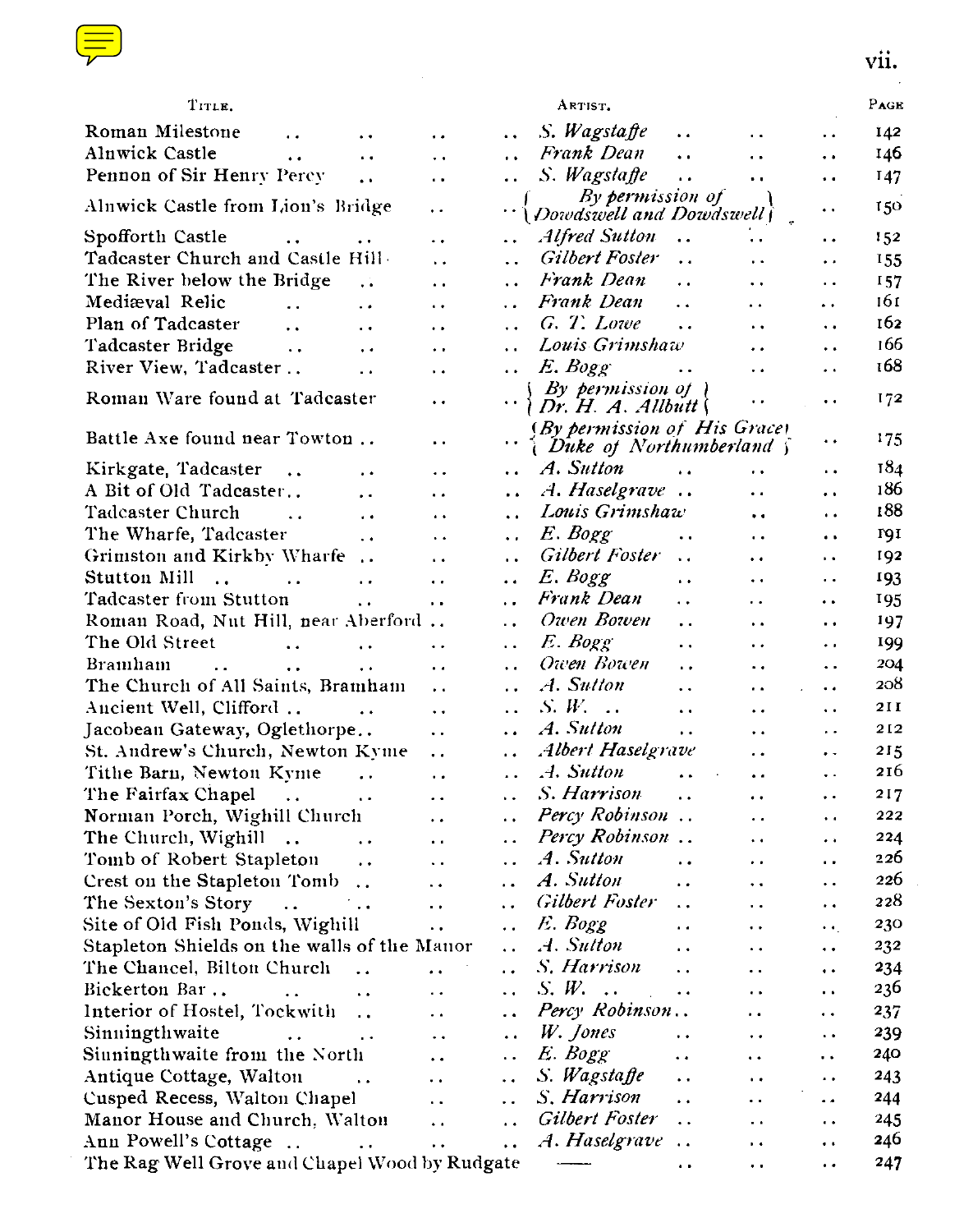| Title. | Artist. | Page |
|---|---|---|
| Roman Milestone | *S. Wagstaffe* | 142 |
| Alnwick Castle | *Frank Dean* | 146 |
| Pennon of Sir Henry Percy | *S. Wagstaffe* | 147 |
| Alnwick Castle from Lion's Bridge | *By permission of Dowdswell and Dowdswell* | 150 |
| Spofforth Castle | *Alfred Sutton* | 152 |
| Tadcaster Church and Castle Hill | *Gilbert Foster* | 155 |
| The River below the Bridge | *Frank Dean* | 157 |
| Mediæval Relic | *Frank Dean* | 161 |
| Plan of Tadcaster | *G. T. Lowe* | 162 |
| Tadcaster Bridge | *Louis Grimshaw* | 166 |
| River View, Tadcaster | *E. Bogg* | 168 |
| Roman Ware found at Tadcaster | *By permission of Dr. H. A. Allbutt* | 172 |
| Battle Axe found near Towton | *By permission of His Grace Duke of Northumberland* | 175 |
| Kirkgate, Tadcaster | *A. Sutton* | 184 |
| A Bit of Old Tadcaster | *A. Haselgrave* | 186 |
| Tadcaster Church | *Louis Grimshaw* | 188 |
| The Wharfe, Tadcaster | *E. Bogg* | 191 |
| Grimston and Kirkby Wharfe | *Gilbert Foster* | 192 |
| Stutton Mill | *E. Bogg* | 193 |
| Tadcaster from Stutton | *Frank Dean* | 195 |
| Roman Road, Nut Hill, near Aberford | *Owen Bowen* | 197 |
| The Old Street | *E. Bogg* | 199 |
| Bramham | *Owen Bowen* | 204 |
| The Church of All Saints, Bramham | *A. Sutton* | 208 |
| Ancient Well, Clifford | *S. W.* | 211 |
| Jacobean Gateway, Oglethorpe | *A. Sutton* | 212 |
| St. Andrew's Church, Newton Kyme | *Albert Haselgrave* | 215 |
| Tithe Barn, Newton Kyme | *A. Sutton* | 216 |
| The Fairfax Chapel | *S. Harrison* | 217 |
| Norman Porch, Wighill Church | *Percy Robinson* | 222 |
| The Church, Wighill | *Percy Robinson* | 224 |
| Tomb of Robert Stapleton | *A. Sutton* | 226 |
| Crest on the Stapleton Tomb | *A. Sutton* | 226 |
| The Sexton's Story | *Gilbert Foster* | 228 |
| Site of Old Fish Ponds, Wighill | *E. Bogg* | 230 |
| Stapleton Shields on the walls of the Manor | *A. Sutton* | 232 |
| The Chancel, Bilton Church | *S. Harrison* | 234 |
| Bickerton Bar | *S. W.* | 236 |
| Interior of Hostel, Tockwith | *Percy Robinson* | 237 |
| Sinningthwaite | *W. Jones* | 239 |
| Sinningthwaite from the North | *E. Bogg* | 240 |
| Antique Cottage, Walton | *S. Wagstaffe* | 243 |
| Cusped Recess, Walton Chapel | *S. Harrison* | 244 |
| Manor House and Church, Walton | *Gilbert Foster* | 245 |
| Ann Powell's Cottage | *A. Haselgrave* | 246 |
| The Rag Well Grove and Chapel Wood by Rudgate | —— | 247 |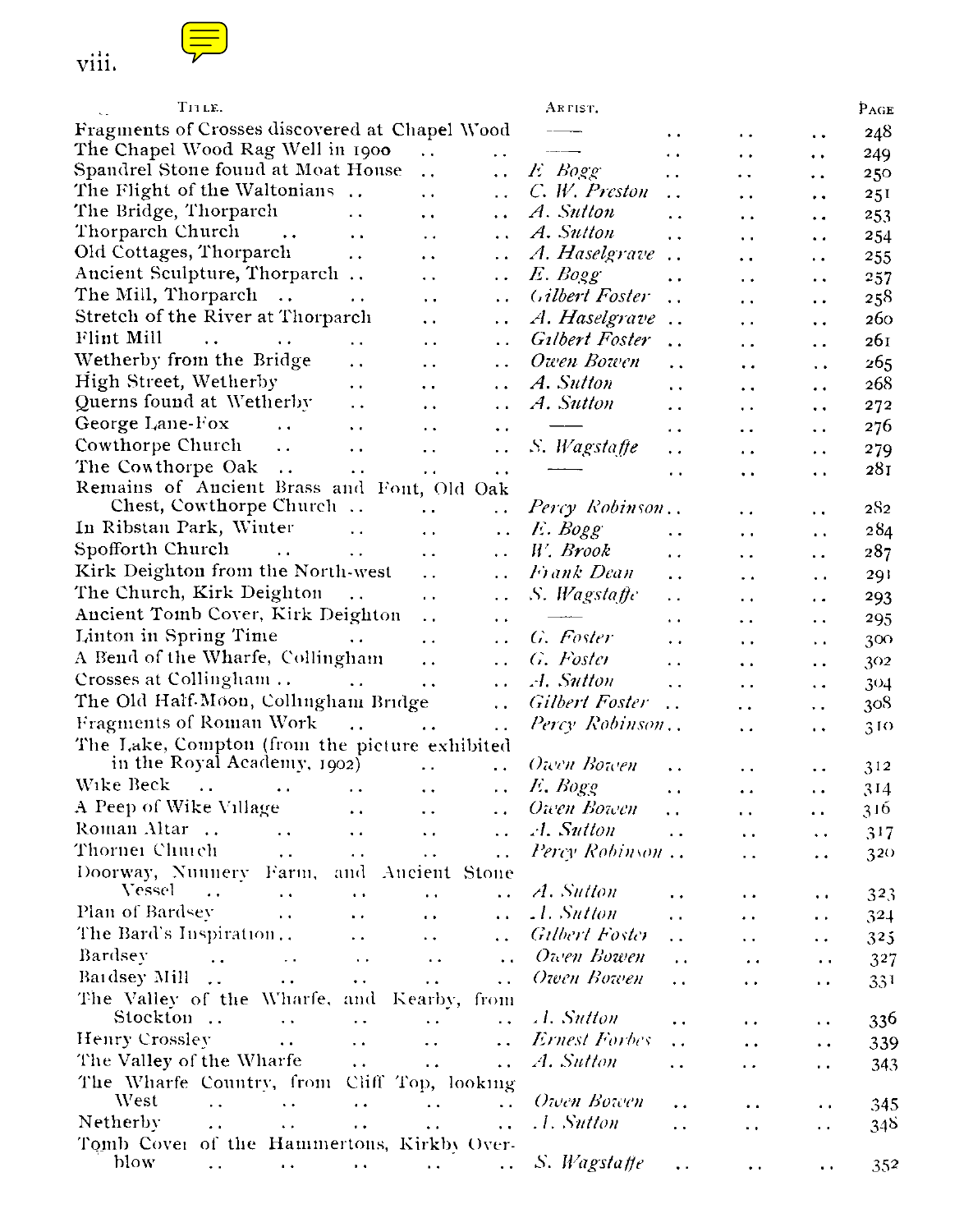| TITLE. | ARTIST. | PAGE |
|---|---|---|
| Fragments of Crosses discovered at Chapel Wood | —— | 248 |
| The Chapel Wood Rag Well in 1900 | —— | 249 |
| Spandrel Stone found at Moat House | *E. Bogg* | 250 |
| The Flight of the Waltonians | *C. W. Preston* | 251 |
| The Bridge, Thorparch | *A. Sutton* | 253 |
| Thorparch Church | *A. Sutton* | 254 |
| Old Cottages, Thorparch | *A. Haselgrave* | 255 |
| Ancient Sculpture, Thorparch | *E. Bogg* | 257 |
| The Mill, Thorparch | *Gilbert Foster* | 258 |
| Stretch of the River at Thorparch | *A. Haselgrave* | 260 |
| Flint Mill | *Gilbert Foster* | 261 |
| Wetherby from the Bridge | *Owen Bowen* | 265 |
| High Street, Wetherby | *A. Sutton* | 268 |
| Querns found at Wetherby | *A. Sutton* | 272 |
| George Lane-Fox | —— | 276 |
| Cowthorpe Church | *S. Wagstaffe* | 279 |
| The Cowthorpe Oak | —— | 281 |
| Remains of Ancient Brass and Font, Old Oak Chest, Cowthorpe Church | *Percy Robinson* | 282 |
| In Ribstan Park, Winter | *E. Bogg* | 284 |
| Spofforth Church | *W. Brook* | 287 |
| Kirk Deighton from the North-west | *Frank Dean* | 291 |
| The Church, Kirk Deighton | *S. Wagstaffe* | 293 |
| Ancient Tomb Cover, Kirk Deighton | —— | 295 |
| Linton in Spring Time | *G. Foster* | 300 |
| A Bend of the Wharfe, Collingham | *G. Foster* | 302 |
| Crosses at Collingham | *A. Sutton* | 304 |
| The Old Half-Moon, Collingham Bridge | *Gilbert Foster* | 308 |
| Fragments of Roman Work | *Percy Robinson* | 310 |
| The Lake, Compton (from the picture exhibited in the Royal Academy, 1902) | *Owen Bowen* | 312 |
| Wike Beck | *E. Bogg* | 314 |
| A Peep of Wike Village | *Owen Bowen* | 316 |
| Roman Altar | *A. Sutton* | 317 |
| Thorner Church | *Percy Robinson* | 320 |
| Doorway, Nunnery Farm, and Ancient Stone Vessel | *A. Sutton* | 323 |
| Plan of Bardsey | *A. Sutton* | 324 |
| The Bard's Inspiration | *Gilbert Foster* | 325 |
| Bardsey | *Owen Bowen* | 327 |
| Bardsey Mill | *Owen Bowen* | 331 |
| The Valley of the Wharfe, and Kearby, from Stockton | *A. Sutton* | 336 |
| Henry Crossley | *Ernest Forbes* | 339 |
| The Valley of the Wharfe | *A. Sutton* | 343 |
| The Wharfe Country, from Cliff Top, looking West | *Owen Bowen* | 345 |
| Netherby | *A. Sutton* | 348 |
| Tomb Cover of the Hammertons, Kirkby Overblow | *S. Wagstaffe* | 352 |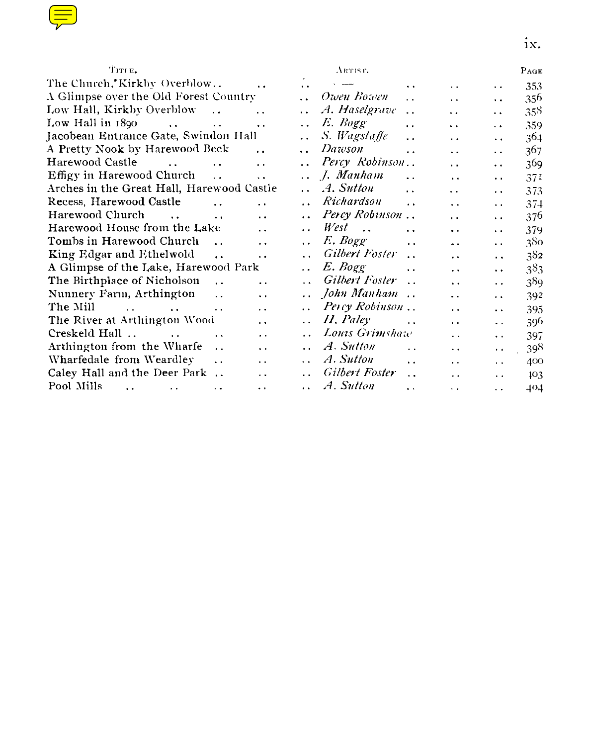| Title. | Artist. | Page |
|---|---|---|
| The Church, Kirkby Overblow | — | 353 |
| A Glimpse over the Old Forest Country | *Owen Bowen* | 356 |
| Low Hall, Kirkby Overblow | *A. Haselgrave* | 358 |
| Low Hall in 1890 | *E. Bogg* | 359 |
| Jacobean Entrance Gate, Swindon Hall | *S. Wagstaffe* | 364 |
| A Pretty Nook by Harewood Beck | *Dawson* | 367 |
| Harewood Castle | *Percy Robinson* | 369 |
| Effigy in Harewood Church | *J. Manham* | 371 |
| Arches in the Great Hall, Harewood Castle | *A. Sutton* | 373 |
| Recess, Harewood Castle | *Richardson* | 374 |
| Harewood Church | *Percy Robinson* | 376 |
| Harewood House from the Lake | *West* | 379 |
| Tombs in Harewood Church | *E. Bogg* | 380 |
| King Edgar and Ethelwold | *Gilbert Foster* | 382 |
| A Glimpse of the Lake, Harewood Park | *E. Bogg* | 383 |
| The Birthplace of Nicholson | *Gilbert Foster* | 389 |
| Nunnery Farm, Arthington | *John Manham* | 392 |
| The Mill | *Percy Robinson* | 395 |
| The River at Arthington Wood | *H. Paley* | 396 |
| Creskeld Hall | *Louis Grimshaw* | 397 |
| Arthington from the Wharfe | *A. Sutton* | 398 |
| Wharfedale from Weardley | *A. Sutton* | 400 |
| Caley Hall and the Deer Park | *Gilbert Foster* | 403 |
| Pool Mills | *A. Sutton* | 404 |